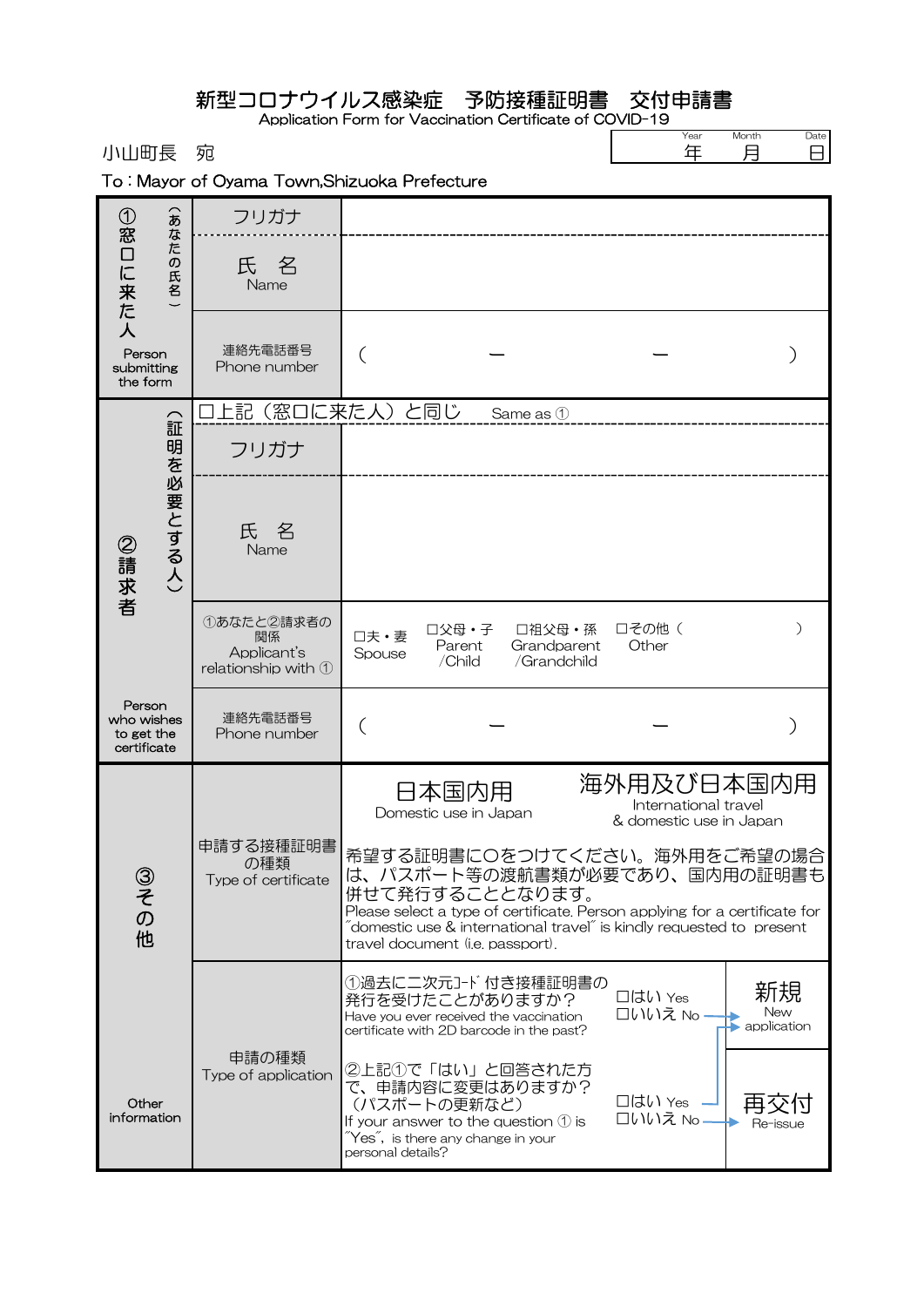# 新型コロナウイルス感染症　予防接種証明書　交付申請書

Application Form for Vaccination Certificate of COVID-19

| Year | Month | Date |
|---|---|---|
| 年 | 月 | 日 |

小山町長　宛

To : Mayor of Oyama Town,Shizuoka Prefecture

| | | |
|---|---|---|
| ①窓口に来た人（あなたの氏名）Person submitting the form | フリガナ | |
| | 氏　名 Name | |
| | 連絡先電話番号 Phone number | （　　－　　－　　） |
| ②請求者（証明を必要とする人）Person who wishes to get the certificate | □上記（窓口に来た人）と同じ　Same as ① | |
| | フリガナ | |
| | 氏　名 Name | |
| | ①あなたと②請求者の関係 Applicant's relationship with ① | □夫・妻 Spouse　□父母・子 Parent /Child　□祖父母・孫 Grandparent /Grandchild　□その他（　　） Other |
| | 連絡先電話番号 Phone number | （　　－　　－　　） |
| ③その他 Other information | 申請する接種証明書の種類 Type of certificate | 日本国内用 Domestic use in Japan　／　海外用及び日本国内用 International travel & domestic use in Japan<br>希望する証明書に○をつけてください。海外用をご希望の場合は、パスポート等の渡航書類が必要であり、国内用の証明書も併せて発行することとなります。<br>Please select a type of certificate. Person applying for a certificate for "domestic use & international travel" is kindly requested to present travel document (i.e. passport). |
| | 申請の種類 Type of application | ①過去に二次元コード付き接種証明書の発行を受けたことがありますか？ Have you ever received the vaccination certificate with 2D barcode in the past?　□はい Yes　□いいえ No → 新規 New application |
| | | ②上記①で「はい」と回答された方で、申請内容に変更はありますか？（パスポートの更新など） If your answer to the question ① is "Yes", is there any change in your personal details?　□はい Yes → 新規 New application　□いいえ No → 再交付 Re-issue |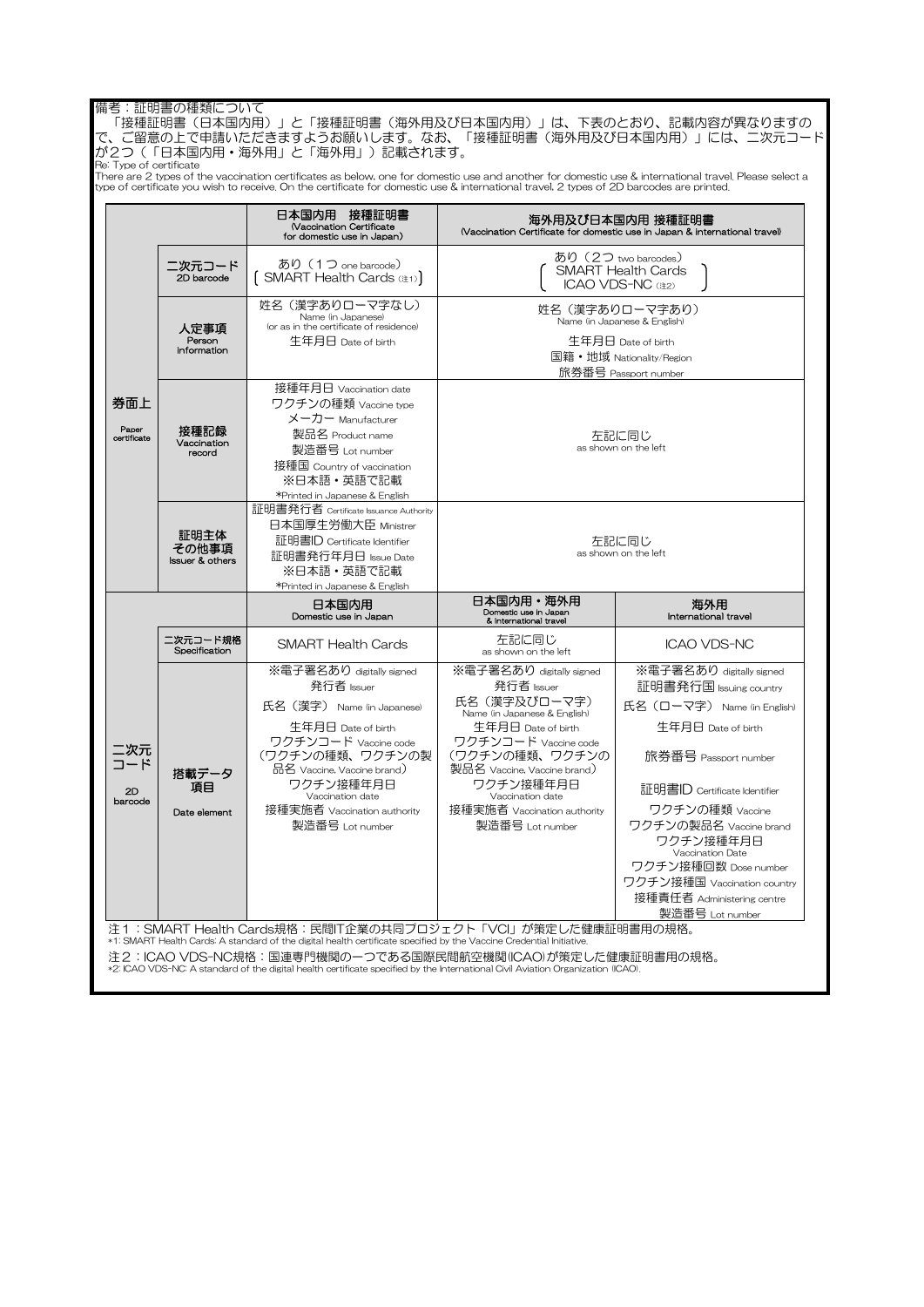備考：証明書の種類について

「接種証明書（日本国内用）」と「接種証明書（海外用及び日本国内用）」は、下表のとおり、記載内容が異なりますので、ご留意の上で申請いただきますようお願いします。なお、「接種証明書（海外用及び日本国内用）」には、二次元コードが2つ（「日本国内用・海外用」と「海外用」）記載されます。

Re: Type of certificate

There are 2 types of the vaccination certificates as below, one for domestic use and another for domestic use & international travel. Please select a type of certificate you wish to receive. On the certificate for domestic use & international travel, 2 types of 2D barcodes are printed.

| | | 日本国内用 接種証明書 (Vaccination Certificate for domestic use in Japan) | 海外用及び日本国内用 接種証明書 (Vaccination Certificate for domestic use in Japan & international travel) | |
|---|---|---|---|---|
| 券面上 Paper certificate | 二次元コード 2D barcode | あり（1つ one barcode）[ SMART Health Cards (注1) ] | あり（2つ two barcodes）( SMART Health Cards / ICAO VDS-NC (注2) ) | |
| | 人定事項 Person information | 姓名（漢字ありローマ字なし） Name (in Japanese) (or as in the certificate of residence)<br>生年月日 Date of birth | 姓名（漢字ありローマ字あり） Name (in Japanese & English)<br>生年月日 Date of birth<br>国籍・地域 Nationality/Region<br>旅券番号 Passport number | |
| | 接種記録 Vaccination record | 接種年月日 Vaccination date<br>ワクチンの種類 Vaccine type<br>メーカー Manufacturer<br>製品名 Product name<br>製造番号 Lot number<br>接種国 Country of vaccination<br>※日本語・英語で記載<br>*Printed in Japanese & English | 左記に同じ as shown on the left | |
| | 証明主体 その他事項 Issuer & others | 証明書発行者 Certificate Issuance Authority<br>日本国厚生労働大臣 Ministrer<br>証明書ID Certificate Identifier<br>証明書発行年月日 Issue Date<br>※日本語・英語で記載<br>*Printed in Japanese & English | 左記に同じ as shown on the left | |
| 二次元コード 2D barcode | | 日本国内用 Domestic use in Japan | 日本国内用・海外用 Domestic use in Japan & international travel | 海外用 International travel |
| | 二次元コード規格 Specification | SMART Health Cards | 左記に同じ as shown on the left | ICAO VDS-NC |
| | 搭載データ項目 Date element | ※電子署名あり digitally signed<br>発行者 Issuer<br>氏名（漢字） Name (in Japanese)<br>生年月日 Date of birth<br>ワクチンコード Vaccine code<br>（ワクチンの種類、ワクチンの製品名 Vaccine, Vaccine brand）<br>ワクチン接種年月日 Vaccination date<br>接種実施者 Vaccination authority<br>製造番号 Lot number | ※電子署名あり digitally signed<br>発行者 Issuer<br>氏名（漢字及びローマ字） Name (in Japanese & English)<br>生年月日 Date of birth<br>ワクチンコード Vaccine code<br>（ワクチンの種類、ワクチンの製品名 Vaccine, Vaccine brand）<br>ワクチン接種年月日 Vaccination date<br>接種実施者 Vaccination authority<br>製造番号 Lot number | ※電子署名あり digitally signed<br>証明書発行国 Issuing country<br>氏名（ローマ字） Name (in English)<br>生年月日 Date of birth<br>旅券番号 Passport number<br>証明書ID Certificate Identifier<br>ワクチンの種類 Vaccine<br>ワクチンの製品名 Vaccine brand<br>ワクチン接種年月日 Vaccination Date<br>ワクチン接種回数 Dose number<br>ワクチン接種国 Vaccination country<br>接種責任者 Administering centre<br>製造番号 Lot number |

注1：SMART Health Cards規格：民間IT企業の共同プロジェクト「VCI」が策定した健康証明書用の規格。
*1: SMART Health Cards: A standard of the digital health certificate specified by the Vaccine Credential Initiative.

注2：ICAO VDS-NC規格：国連専門機関の一つである国際民間航空機関(ICAO)が策定した健康証明書用の規格。
*2: ICAO VDS-NC: A standard of the digital health certificate specified by the International Civil Aviation Organization (ICAO).